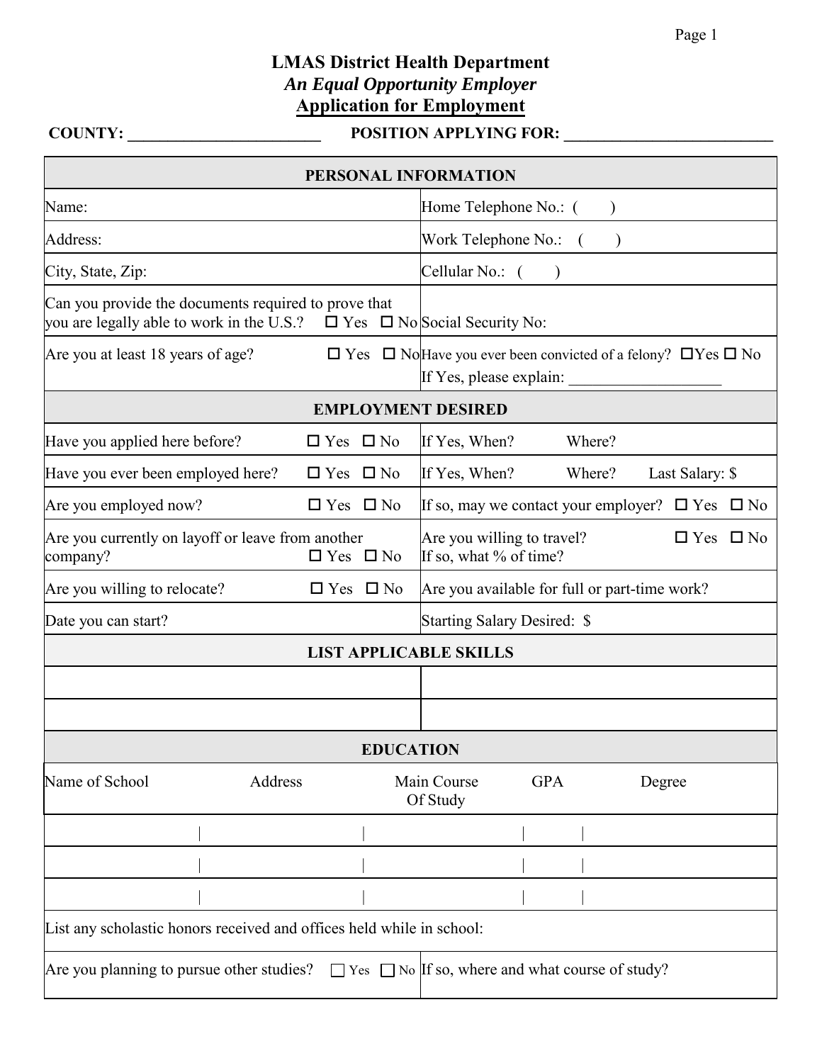# LMAS District Health Department

***An Equal Opportunity Employer***

**Application for Employment**

**COUNTY: ________________________ POSITION APPLYING FOR: __________________________**

| PERSONAL INFORMATION | |
|---|---|
| Name: | Home Telephone No.: ( ) |
| Address: | Work Telephone No.: ( ) |
| City, State, Zip: | Cellular No.: ( ) |
| Can you provide the documents required to prove that you are legally able to work in the U.S.? ☐ Yes ☐ No | Social Security No: |
| Are you at least 18 years of age? ☐ Yes ☐ No | Have you ever been convicted of a felony? ☐Yes ☐ No<br>If Yes, please explain: ___________________ |

| EMPLOYMENT DESIRED | |
|---|---|
| Have you applied here before? ☐ Yes ☐ No | If Yes, When? Where? |
| Have you ever been employed here? ☐ Yes ☐ No | If Yes, When? Where? Last Salary: $ |
| Are you employed now? ☐ Yes ☐ No | If so, may we contact your employer? ☐ Yes ☐ No |
| Are you currently on layoff or leave from another company? ☐ Yes ☐ No | Are you willing to travel? ☐ Yes ☐ No<br>If so, what % of time? |
| Are you willing to relocate? ☐ Yes ☐ No | Are you available for full or part-time work? |
| Date you can start? | Starting Salary Desired: $ |

| LIST APPLICABLE SKILLS | |
|---|---|
| | |
| | |

| EDUCATION | | | | |
|---|---|---|---|---|
| Name of School | Address | Main Course Of Study | GPA | Degree |
| | | | | |
| | | | | |
| | | | | |

List any scholastic honors received and offices held while in school:

| | |
|---|---|
| Are you planning to pursue other studies? ☐ Yes ☐ No | If so, where and what course of study? |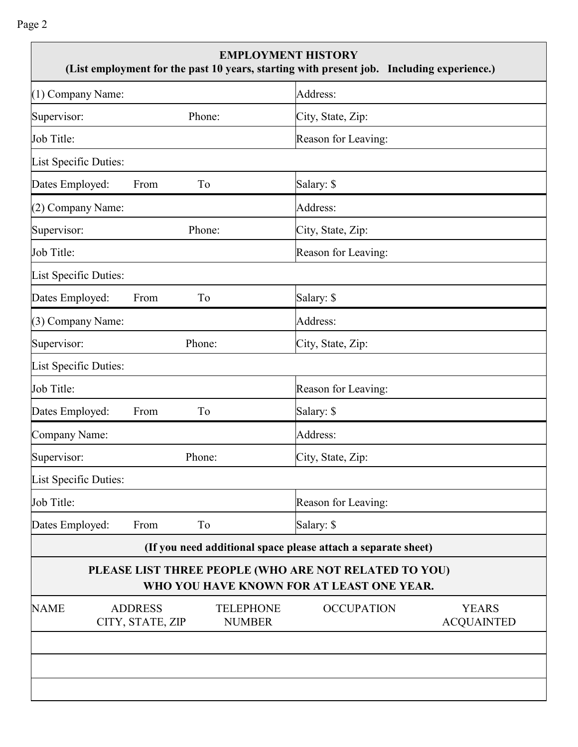## EMPLOYMENT HISTORY

**(List employment for the past 10 years, starting with present job. Including experience.)**

| | |
|---|---|
| (1) Company Name: | Address: |
| Supervisor: Phone: | City, State, Zip: |
| Job Title: | Reason for Leaving: |
| List Specific Duties: | |
| Dates Employed: From To | Salary: $ |
| (2) Company Name: | Address: |
| Supervisor: Phone: | City, State, Zip: |
| Job Title: | Reason for Leaving: |
| List Specific Duties: | |
| Dates Employed: From To | Salary: $ |
| (3) Company Name: | Address: |
| Supervisor: Phone: | City, State, Zip: |
| List Specific Duties: | |
| Job Title: | Reason for Leaving: |
| Dates Employed: From To | Salary: $ |
| Company Name: | Address: |
| Supervisor: Phone: | City, State, Zip: |
| List Specific Duties: | |
| Job Title: | Reason for Leaving: |
| Dates Employed: From To | Salary: $ |

**(If you need additional space please attach a separate sheet)**

## PLEASE LIST THREE PEOPLE (WHO ARE NOT RELATED TO YOU) WHO YOU HAVE KNOWN FOR AT LEAST ONE YEAR.

| NAME | ADDRESS CITY, STATE, ZIP | TELEPHONE NUMBER | OCCUPATION | YEARS ACQUAINTED |
|---|---|---|---|---|
| | | | | |
| | | | | |
| | | | | |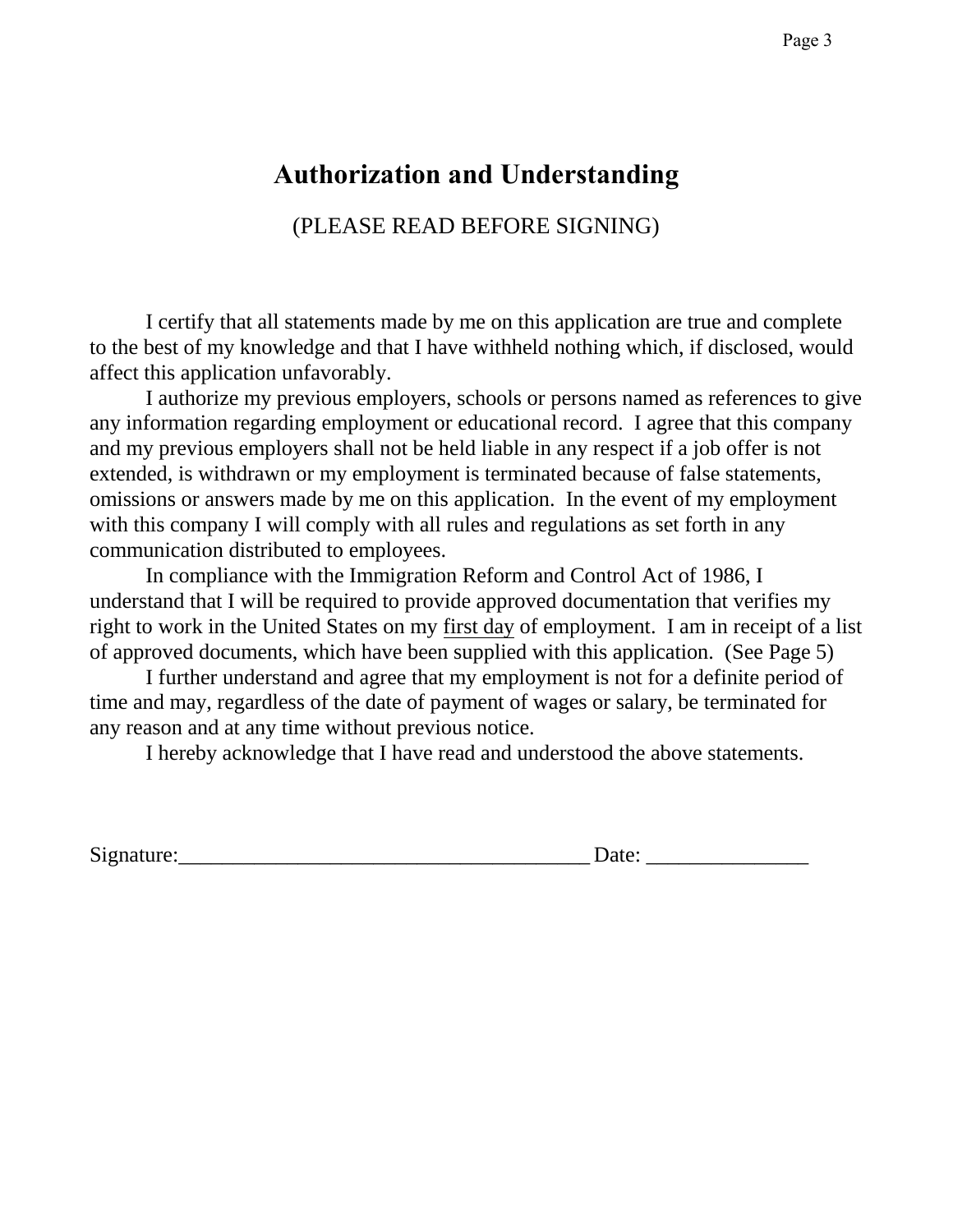# Authorization and Understanding

(PLEASE READ BEFORE SIGNING)

I certify that all statements made by me on this application are true and complete to the best of my knowledge and that I have withheld nothing which, if disclosed, would affect this application unfavorably.

I authorize my previous employers, schools or persons named as references to give any information regarding employment or educational record. I agree that this company and my previous employers shall not be held liable in any respect if a job offer is not extended, is withdrawn or my employment is terminated because of false statements, omissions or answers made by me on this application. In the event of my employment with this company I will comply with all rules and regulations as set forth in any communication distributed to employees.

In compliance with the Immigration Reform and Control Act of 1986, I understand that I will be required to provide approved documentation that verifies my right to work in the United States on my <u>first day</u> of employment. I am in receipt of a list of approved documents, which have been supplied with this application. (See Page 5)

I further understand and agree that my employment is not for a definite period of time and may, regardless of the date of payment of wages or salary, be terminated for any reason and at any time without previous notice.

I hereby acknowledge that I have read and understood the above statements.

Signature:_______________________________________ Date: _______________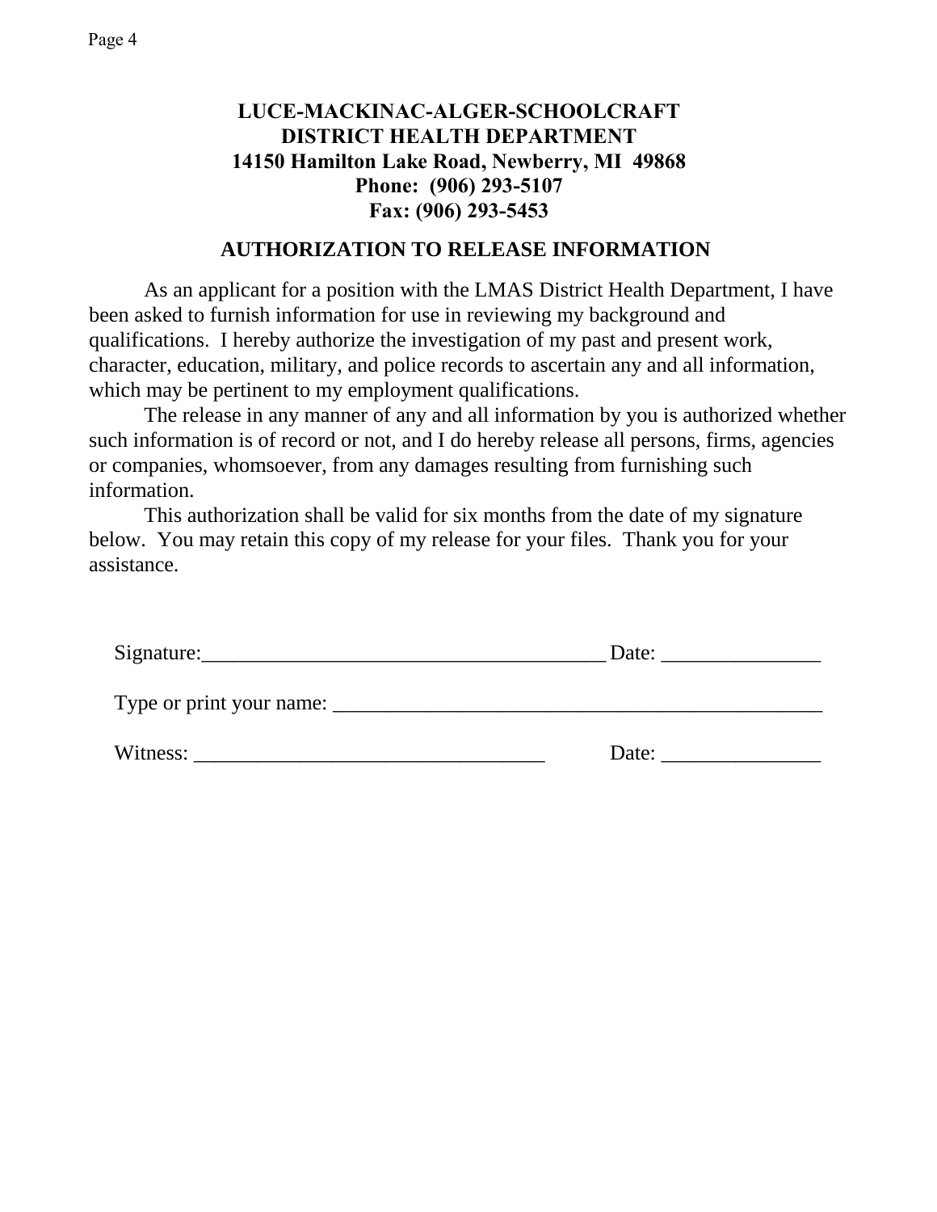**LUCE-MACKINAC-ALGER-SCHOOLCRAFT**
**DISTRICT HEALTH DEPARTMENT**
**14150 Hamilton Lake Road, Newberry, MI 49868**
**Phone: (906) 293-5107**
**Fax: (906) 293-5453**

## AUTHORIZATION TO RELEASE INFORMATION

As an applicant for a position with the LMAS District Health Department, I have been asked to furnish information for use in reviewing my background and qualifications. I hereby authorize the investigation of my past and present work, character, education, military, and police records to ascertain any and all information, which may be pertinent to my employment qualifications.

The release in any manner of any and all information by you is authorized whether such information is of record or not, and I do hereby release all persons, firms, agencies or companies, whomsoever, from any damages resulting from furnishing such information.

This authorization shall be valid for six months from the date of my signature below. You may retain this copy of my release for your files. Thank you for your assistance.

Signature:_______________________________________ Date: _______________

Type or print your name: _______________________________________________

Witness: _________________________________ Date: _______________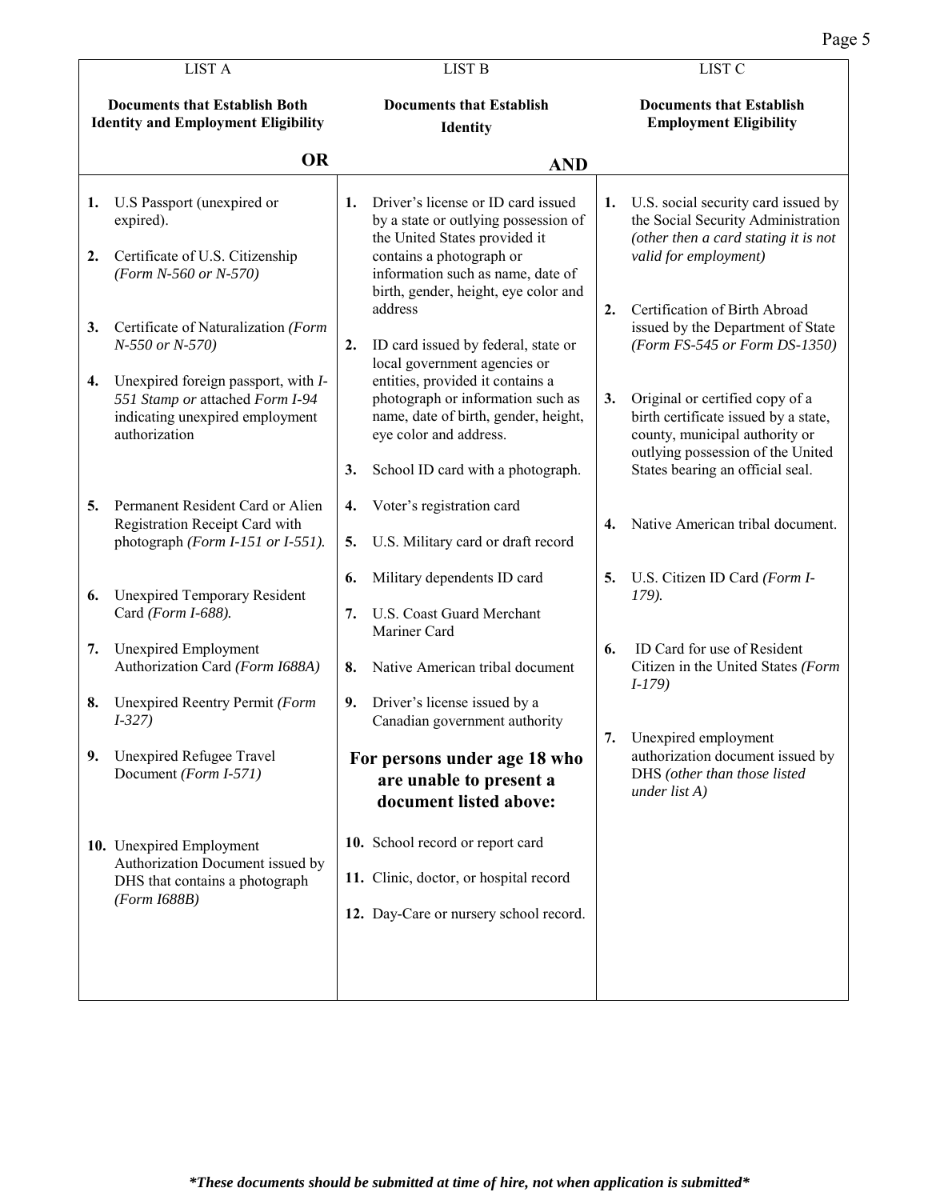| LIST A | LIST B | LIST C |
|---|---|---|
| **Documents that Establish Both Identity and Employment Eligibility** | **Documents that Establish Identity** | **Documents that Establish Employment Eligibility** |
| **OR** | **AND** | |
| **1.** U.S Passport (unexpired or expired).<br><br>**2.** Certificate of U.S. Citizenship *(Form N-560 or N-570)*<br><br>**3.** Certificate of Naturalization *(Form N-550 or N-570)*<br><br>**4.** Unexpired foreign passport, with *I-551 Stamp or* attached *Form I-94* indicating unexpired employment authorization<br><br>**5.** Permanent Resident Card or Alien Registration Receipt Card with photograph *(Form I-151 or I-551).*<br><br>**6.** Unexpired Temporary Resident Card *(Form I-688).*<br><br>**7.** Unexpired Employment Authorization Card *(Form I688A)*<br><br>**8.** Unexpired Reentry Permit *(Form I-327)*<br><br>**9.** Unexpired Refugee Travel Document *(Form I-571)*<br><br>**10.** Unexpired Employment Authorization Document issued by DHS that contains a photograph *(Form I688B)* | **1.** Driver's license or ID card issued by a state or outlying possession of the United States provided it contains a photograph or information such as name, date of birth, gender, height, eye color and address<br><br>**2.** ID card issued by federal, state or local government agencies or entities, provided it contains a photograph or information such as name, date of birth, gender, height, eye color and address.<br><br>**3.** School ID card with a photograph.<br><br>**4.** Voter's registration card<br><br>**5.** U.S. Military card or draft record<br><br>**6.** Military dependents ID card<br><br>**7.** U.S. Coast Guard Merchant Mariner Card<br><br>**8.** Native American tribal document<br><br>**9.** Driver's license issued by a Canadian government authority<br><br>**For persons under age 18 who are unable to present a document listed above:**<br><br>**10.** School record or report card<br><br>**11.** Clinic, doctor, or hospital record<br><br>**12.** Day-Care or nursery school record. | **1.** U.S. social security card issued by the Social Security Administration *(other then a card stating it is not valid for employment)*<br><br>**2.** Certification of Birth Abroad issued by the Department of State *(Form FS-545 or Form DS-1350)*<br><br>**3.** Original or certified copy of a birth certificate issued by a state, county, municipal authority or outlying possession of the United States bearing an official seal.<br><br>**4.** Native American tribal document.<br><br>**5.** U.S. Citizen ID Card *(Form I-179).*<br><br>**6.** ID Card for use of Resident Citizen in the United States *(Form I-179)*<br><br>**7.** Unexpired employment authorization document issued by DHS *(other than those listed under list A)* |

***These documents should be submitted at time of hire, not when application is submitted***